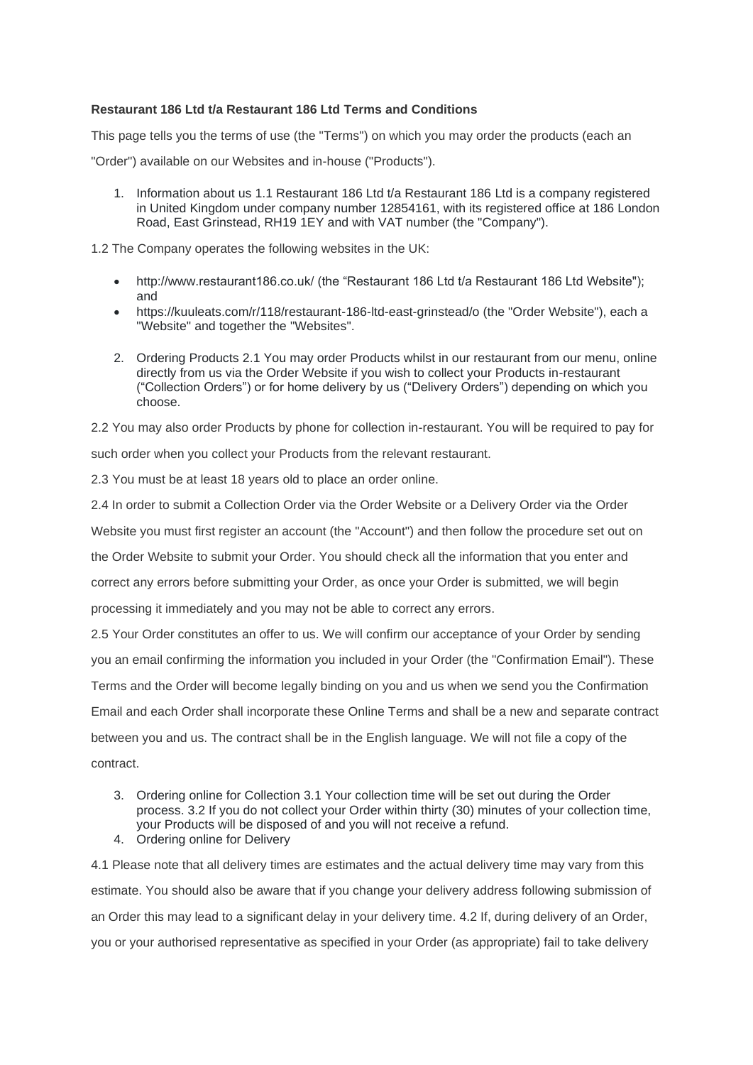**Restaurant 186 Ltd t/a Restaurant 186 Ltd Terms and Conditions**

This page tells you the terms of use (the "Terms") on which you may order the products (each an "Order") available on our Websites and in-house ("Products").

1. Information about us 1.1 Restaurant 186 Ltd t/a Restaurant 186 Ltd is a company registered in United Kingdom under company number 12854161, with its registered office at 186 London Road, East Grinstead, RH19 1EY and with VAT number (the "Company").

1.2 The Company operates the following websites in the UK:

- http://www.restaurant186.co.uk/ (the "Restaurant 186 Ltd t/a Restaurant 186 Ltd Website"); and
- https://kuuleats.com/r/118/restaurant-186-ltd-east-grinstead/o (the "Order Website"), each a "Website" and together the "Websites".

2. Ordering Products 2.1 You may order Products whilst in our restaurant from our menu, online directly from us via the Order Website if you wish to collect your Products in-restaurant ("Collection Orders") or for home delivery by us ("Delivery Orders") depending on which you choose.

2.2 You may also order Products by phone for collection in-restaurant. You will be required to pay for such order when you collect your Products from the relevant restaurant.

2.3 You must be at least 18 years old to place an order online.

2.4 In order to submit a Collection Order via the Order Website or a Delivery Order via the Order Website you must first register an account (the "Account") and then follow the procedure set out on the Order Website to submit your Order. You should check all the information that you enter and correct any errors before submitting your Order, as once your Order is submitted, we will begin processing it immediately and you may not be able to correct any errors.

2.5 Your Order constitutes an offer to us. We will confirm our acceptance of your Order by sending you an email confirming the information you included in your Order (the "Confirmation Email"). These Terms and the Order will become legally binding on you and us when we send you the Confirmation Email and each Order shall incorporate these Online Terms and shall be a new and separate contract between you and us. The contract shall be in the English language. We will not file a copy of the contract.

3. Ordering online for Collection 3.1 Your collection time will be set out during the Order process. 3.2 If you do not collect your Order within thirty (30) minutes of your collection time, your Products will be disposed of and you will not receive a refund.
4. Ordering online for Delivery

4.1 Please note that all delivery times are estimates and the actual delivery time may vary from this estimate. You should also be aware that if you change your delivery address following submission of an Order this may lead to a significant delay in your delivery time. 4.2 If, during delivery of an Order, you or your authorised representative as specified in your Order (as appropriate) fail to take delivery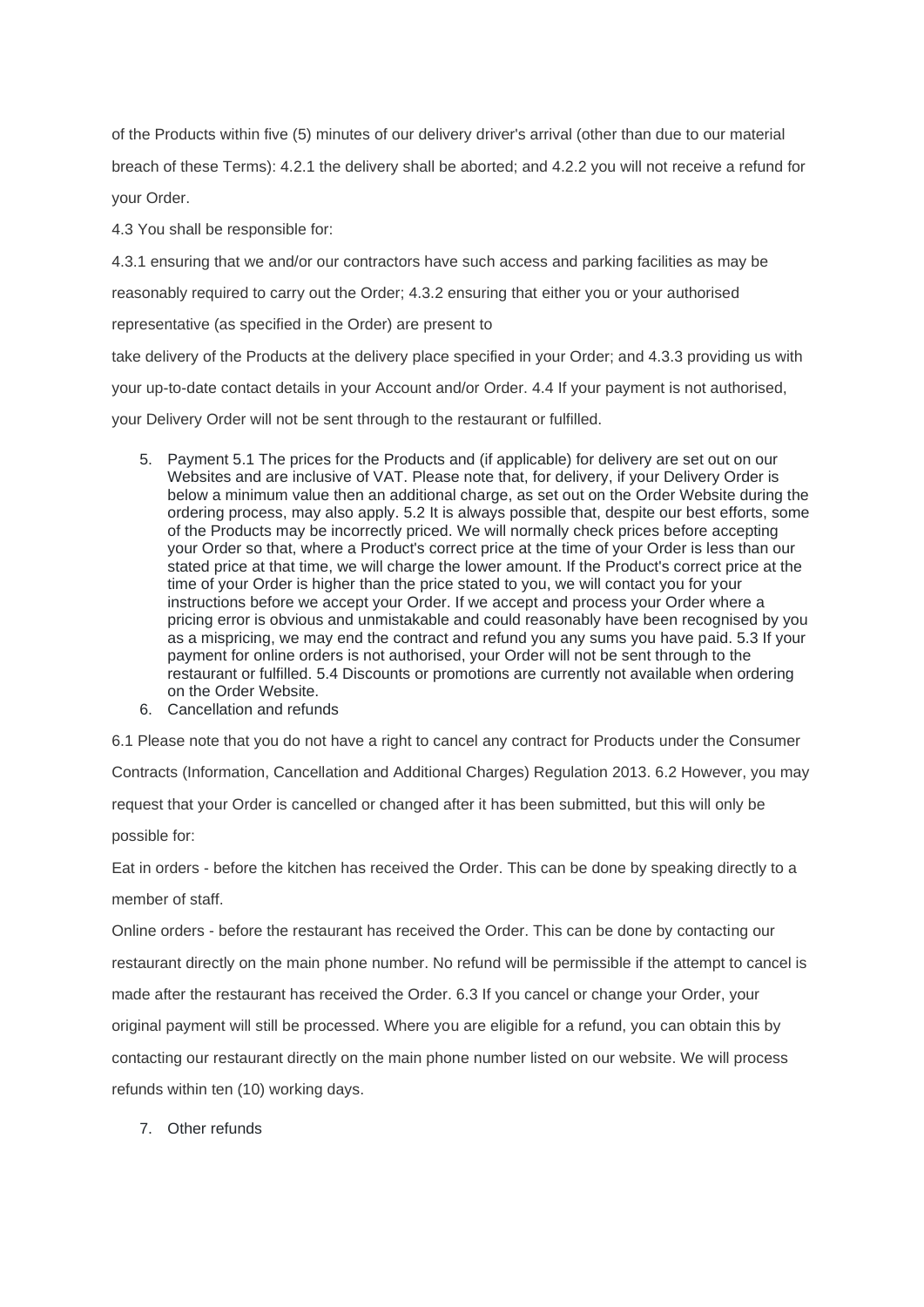of the Products within five (5) minutes of our delivery driver's arrival (other than due to our material breach of these Terms): 4.2.1 the delivery shall be aborted; and 4.2.2 you will not receive a refund for your Order.

4.3 You shall be responsible for:

4.3.1 ensuring that we and/or our contractors have such access and parking facilities as may be reasonably required to carry out the Order; 4.3.2 ensuring that either you or your authorised representative (as specified in the Order) are present to

take delivery of the Products at the delivery place specified in your Order; and 4.3.3 providing us with your up-to-date contact details in your Account and/or Order. 4.4 If your payment is not authorised, your Delivery Order will not be sent through to the restaurant or fulfilled.

5. Payment 5.1 The prices for the Products and (if applicable) for delivery are set out on our Websites and are inclusive of VAT. Please note that, for delivery, if your Delivery Order is below a minimum value then an additional charge, as set out on the Order Website during the ordering process, may also apply. 5.2 It is always possible that, despite our best efforts, some of the Products may be incorrectly priced. We will normally check prices before accepting your Order so that, where a Product's correct price at the time of your Order is less than our stated price at that time, we will charge the lower amount. If the Product's correct price at the time of your Order is higher than the price stated to you, we will contact you for your instructions before we accept your Order. If we accept and process your Order where a pricing error is obvious and unmistakable and could reasonably have been recognised by you as a mispricing, we may end the contract and refund you any sums you have paid. 5.3 If your payment for online orders is not authorised, your Order will not be sent through to the restaurant or fulfilled. 5.4 Discounts or promotions are currently not available when ordering on the Order Website.
6. Cancellation and refunds

6.1 Please note that you do not have a right to cancel any contract for Products under the Consumer Contracts (Information, Cancellation and Additional Charges) Regulation 2013. 6.2 However, you may request that your Order is cancelled or changed after it has been submitted, but this will only be possible for:

Eat in orders - before the kitchen has received the Order. This can be done by speaking directly to a member of staff.

Online orders - before the restaurant has received the Order. This can be done by contacting our restaurant directly on the main phone number. No refund will be permissible if the attempt to cancel is made after the restaurant has received the Order. 6.3 If you cancel or change your Order, your original payment will still be processed. Where you are eligible for a refund, you can obtain this by contacting our restaurant directly on the main phone number listed on our website. We will process refunds within ten (10) working days.

7. Other refunds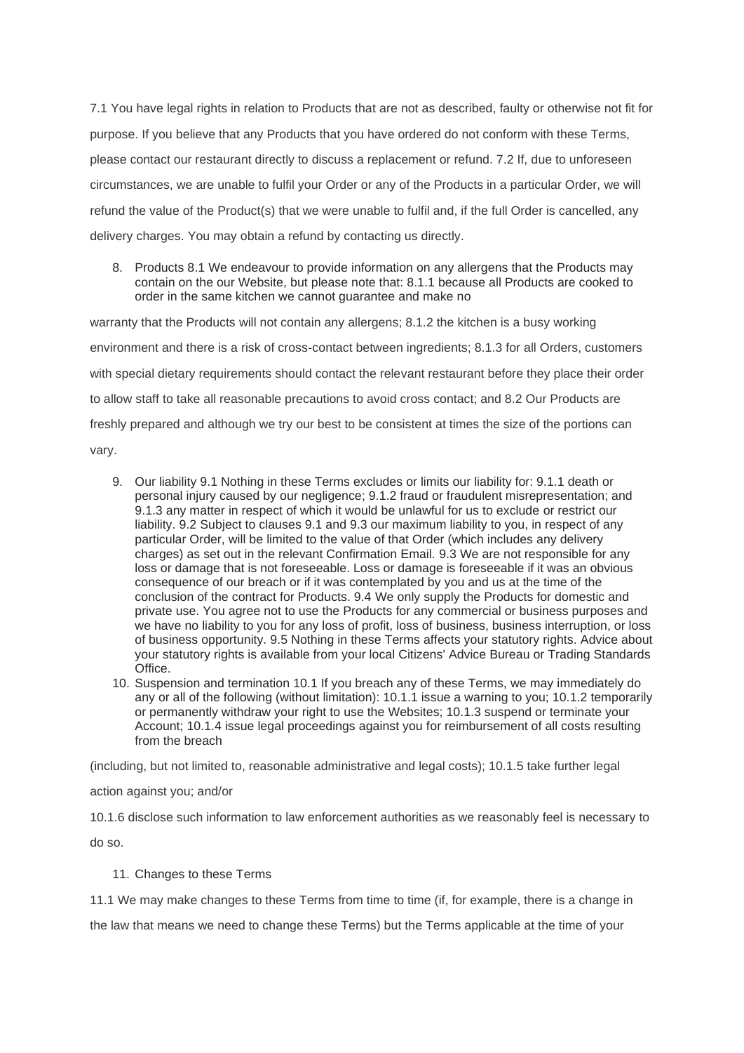7.1 You have legal rights in relation to Products that are not as described, faulty or otherwise not fit for purpose. If you believe that any Products that you have ordered do not conform with these Terms, please contact our restaurant directly to discuss a replacement or refund. 7.2 If, due to unforeseen circumstances, we are unable to fulfil your Order or any of the Products in a particular Order, we will refund the value of the Product(s) that we were unable to fulfil and, if the full Order is cancelled, any delivery charges. You may obtain a refund by contacting us directly.

8. Products 8.1 We endeavour to provide information on any allergens that the Products may contain on the our Website, but please note that: 8.1.1 because all Products are cooked to order in the same kitchen we cannot guarantee and make no

warranty that the Products will not contain any allergens; 8.1.2 the kitchen is a busy working environment and there is a risk of cross-contact between ingredients; 8.1.3 for all Orders, customers with special dietary requirements should contact the relevant restaurant before they place their order to allow staff to take all reasonable precautions to avoid cross contact; and 8.2 Our Products are freshly prepared and although we try our best to be consistent at times the size of the portions can vary.

9. Our liability 9.1 Nothing in these Terms excludes or limits our liability for: 9.1.1 death or personal injury caused by our negligence; 9.1.2 fraud or fraudulent misrepresentation; and 9.1.3 any matter in respect of which it would be unlawful for us to exclude or restrict our liability. 9.2 Subject to clauses 9.1 and 9.3 our maximum liability to you, in respect of any particular Order, will be limited to the value of that Order (which includes any delivery charges) as set out in the relevant Confirmation Email. 9.3 We are not responsible for any loss or damage that is not foreseeable. Loss or damage is foreseeable if it was an obvious consequence of our breach or if it was contemplated by you and us at the time of the conclusion of the contract for Products. 9.4 We only supply the Products for domestic and private use. You agree not to use the Products for any commercial or business purposes and we have no liability to you for any loss of profit, loss of business, business interruption, or loss of business opportunity. 9.5 Nothing in these Terms affects your statutory rights. Advice about your statutory rights is available from your local Citizens' Advice Bureau or Trading Standards Office.
10. Suspension and termination 10.1 If you breach any of these Terms, we may immediately do any or all of the following (without limitation): 10.1.1 issue a warning to you; 10.1.2 temporarily or permanently withdraw your right to use the Websites; 10.1.3 suspend or terminate your Account; 10.1.4 issue legal proceedings against you for reimbursement of all costs resulting from the breach

(including, but not limited to, reasonable administrative and legal costs); 10.1.5 take further legal action against you; and/or

10.1.6 disclose such information to law enforcement authorities as we reasonably feel is necessary to do so.

11. Changes to these Terms

11.1 We may make changes to these Terms from time to time (if, for example, there is a change in the law that means we need to change these Terms) but the Terms applicable at the time of your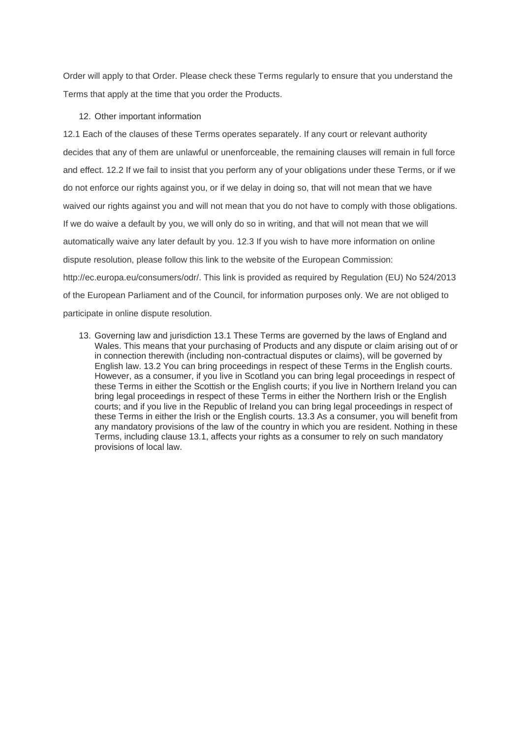Order will apply to that Order. Please check these Terms regularly to ensure that you understand the Terms that apply at the time that you order the Products.

12. Other important information

12.1 Each of the clauses of these Terms operates separately. If any court or relevant authority decides that any of them are unlawful or unenforceable, the remaining clauses will remain in full force and effect. 12.2 If we fail to insist that you perform any of your obligations under these Terms, or if we do not enforce our rights against you, or if we delay in doing so, that will not mean that we have waived our rights against you and will not mean that you do not have to comply with those obligations. If we do waive a default by you, we will only do so in writing, and that will not mean that we will automatically waive any later default by you. 12.3 If you wish to have more information on online dispute resolution, please follow this link to the website of the European Commission: http://ec.europa.eu/consumers/odr/. This link is provided as required by Regulation (EU) No 524/2013 of the European Parliament and of the Council, for information purposes only. We are not obliged to participate in online dispute resolution.

13. Governing law and jurisdiction 13.1 These Terms are governed by the laws of England and Wales. This means that your purchasing of Products and any dispute or claim arising out of or in connection therewith (including non-contractual disputes or claims), will be governed by English law. 13.2 You can bring proceedings in respect of these Terms in the English courts. However, as a consumer, if you live in Scotland you can bring legal proceedings in respect of these Terms in either the Scottish or the English courts; if you live in Northern Ireland you can bring legal proceedings in respect of these Terms in either the Northern Irish or the English courts; and if you live in the Republic of Ireland you can bring legal proceedings in respect of these Terms in either the Irish or the English courts. 13.3 As a consumer, you will benefit from any mandatory provisions of the law of the country in which you are resident. Nothing in these Terms, including clause 13.1, affects your rights as a consumer to rely on such mandatory provisions of local law.